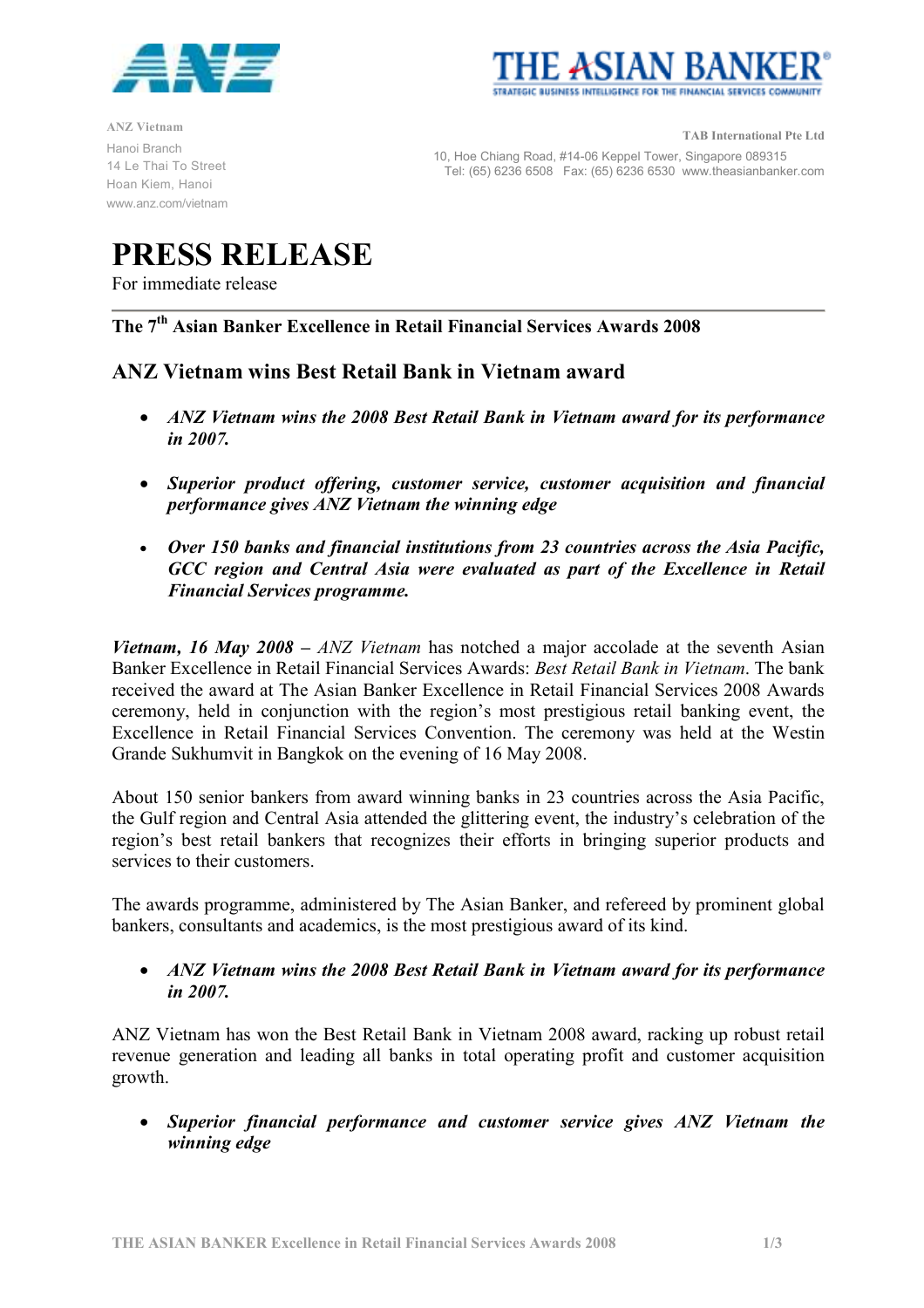ANZ Vietnam
Hanoi Branch
14 Le Thai To Street
Hoan Kiem, Hanoi
www.anz.com/vietnam

TAB International Pte Ltd
10, Hoe Chiang Road, #14-06 Keppel Tower, Singapore 089315
Tel: (65) 6236 6508 Fax: (65) 6236 6530 www.theasianbanker.com

# PRESS RELEASE

For immediate release

---

### The 7th Asian Banker Excellence in Retail Financial Services Awards 2008

## ANZ Vietnam wins Best Retail Bank in Vietnam award

- ***ANZ Vietnam wins the 2008 Best Retail Bank in Vietnam award for its performance in 2007.***
- ***Superior product offering, customer service, customer acquisition and financial performance gives ANZ Vietnam the winning edge***
- ***Over 150 banks and financial institutions from 23 countries across the Asia Pacific, GCC region and Central Asia were evaluated as part of the Excellence in Retail Financial Services programme.***

***Vietnam, 16 May 2008 –*** *ANZ Vietnam* has notched a major accolade at the seventh Asian Banker Excellence in Retail Financial Services Awards: *Best Retail Bank in Vietnam*. The bank received the award at The Asian Banker Excellence in Retail Financial Services 2008 Awards ceremony, held in conjunction with the region's most prestigious retail banking event, the Excellence in Retail Financial Services Convention. The ceremony was held at the Westin Grande Sukhumvit in Bangkok on the evening of 16 May 2008.

About 150 senior bankers from award winning banks in 23 countries across the Asia Pacific, the Gulf region and Central Asia attended the glittering event, the industry's celebration of the region's best retail bankers that recognizes their efforts in bringing superior products and services to their customers.

The awards programme, administered by The Asian Banker, and refereed by prominent global bankers, consultants and academics, is the most prestigious award of its kind.

- ***ANZ Vietnam wins the 2008 Best Retail Bank in Vietnam award for its performance in 2007.***

ANZ Vietnam has won the Best Retail Bank in Vietnam 2008 award, racking up robust retail revenue generation and leading all banks in total operating profit and customer acquisition growth.

- ***Superior financial performance and customer service gives ANZ Vietnam the winning edge***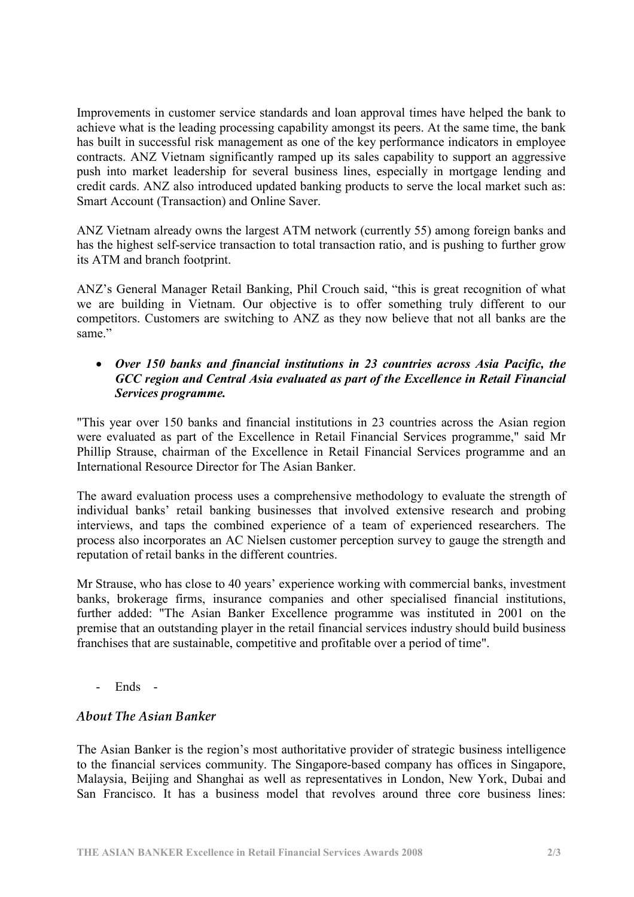Improvements in customer service standards and loan approval times have helped the bank to achieve what is the leading processing capability amongst its peers. At the same time, the bank has built in successful risk management as one of the key performance indicators in employee contracts. ANZ Vietnam significantly ramped up its sales capability to support an aggressive push into market leadership for several business lines, especially in mortgage lending and credit cards. ANZ also introduced updated banking products to serve the local market such as: Smart Account (Transaction) and Online Saver.

ANZ Vietnam already owns the largest ATM network (currently 55) among foreign banks and has the highest self-service transaction to total transaction ratio, and is pushing to further grow its ATM and branch footprint.

ANZ's General Manager Retail Banking, Phil Crouch said, "this is great recognition of what we are building in Vietnam. Our objective is to offer something truly different to our competitors. Customers are switching to ANZ as they now believe that not all banks are the same."

- ***Over 150 banks and financial institutions in 23 countries across Asia Pacific, the GCC region and Central Asia evaluated as part of the Excellence in Retail Financial Services programme.***

"This year over 150 banks and financial institutions in 23 countries across the Asian region were evaluated as part of the Excellence in Retail Financial Services programme," said Mr Phillip Strause, chairman of the Excellence in Retail Financial Services programme and an International Resource Director for The Asian Banker.

The award evaluation process uses a comprehensive methodology to evaluate the strength of individual banks' retail banking businesses that involved extensive research and probing interviews, and taps the combined experience of a team of experienced researchers. The process also incorporates an AC Nielsen customer perception survey to gauge the strength and reputation of retail banks in the different countries.

Mr Strause, who has close to 40 years' experience working with commercial banks, investment banks, brokerage firms, insurance companies and other specialised financial institutions, further added: "The Asian Banker Excellence programme was instituted in 2001 on the premise that an outstanding player in the retail financial services industry should build business franchises that are sustainable, competitive and profitable over a period of time".

- Ends -

### *About The Asian Banker*

The Asian Banker is the region's most authoritative provider of strategic business intelligence to the financial services community. The Singapore-based company has offices in Singapore, Malaysia, Beijing and Shanghai as well as representatives in London, New York, Dubai and San Francisco. It has a business model that revolves around three core business lines: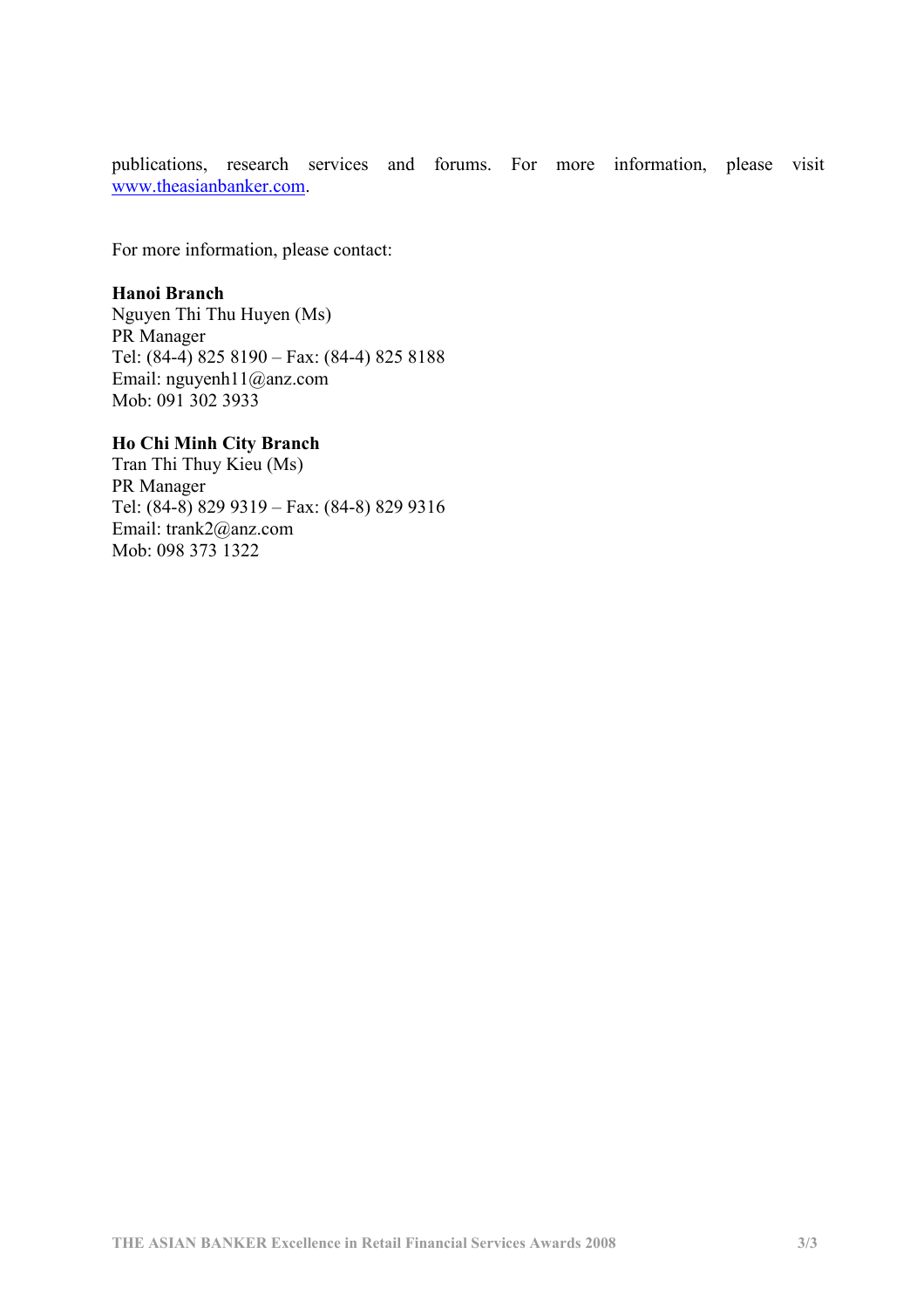publications, research services and forums. For more information, please visit www.theasianbanker.com.

For more information, please contact:

**Hanoi Branch**
Nguyen Thi Thu Huyen (Ms)
PR Manager
Tel: (84-4) 825 8190 – Fax: (84-4) 825 8188
Email: nguyenh11@anz.com
Mob: 091 302 3933

**Ho Chi Minh City Branch**
Tran Thi Thuy Kieu (Ms)
PR Manager
Tel: (84-8) 829 9319 – Fax: (84-8) 829 9316
Email: trank2@anz.com
Mob: 098 373 1322